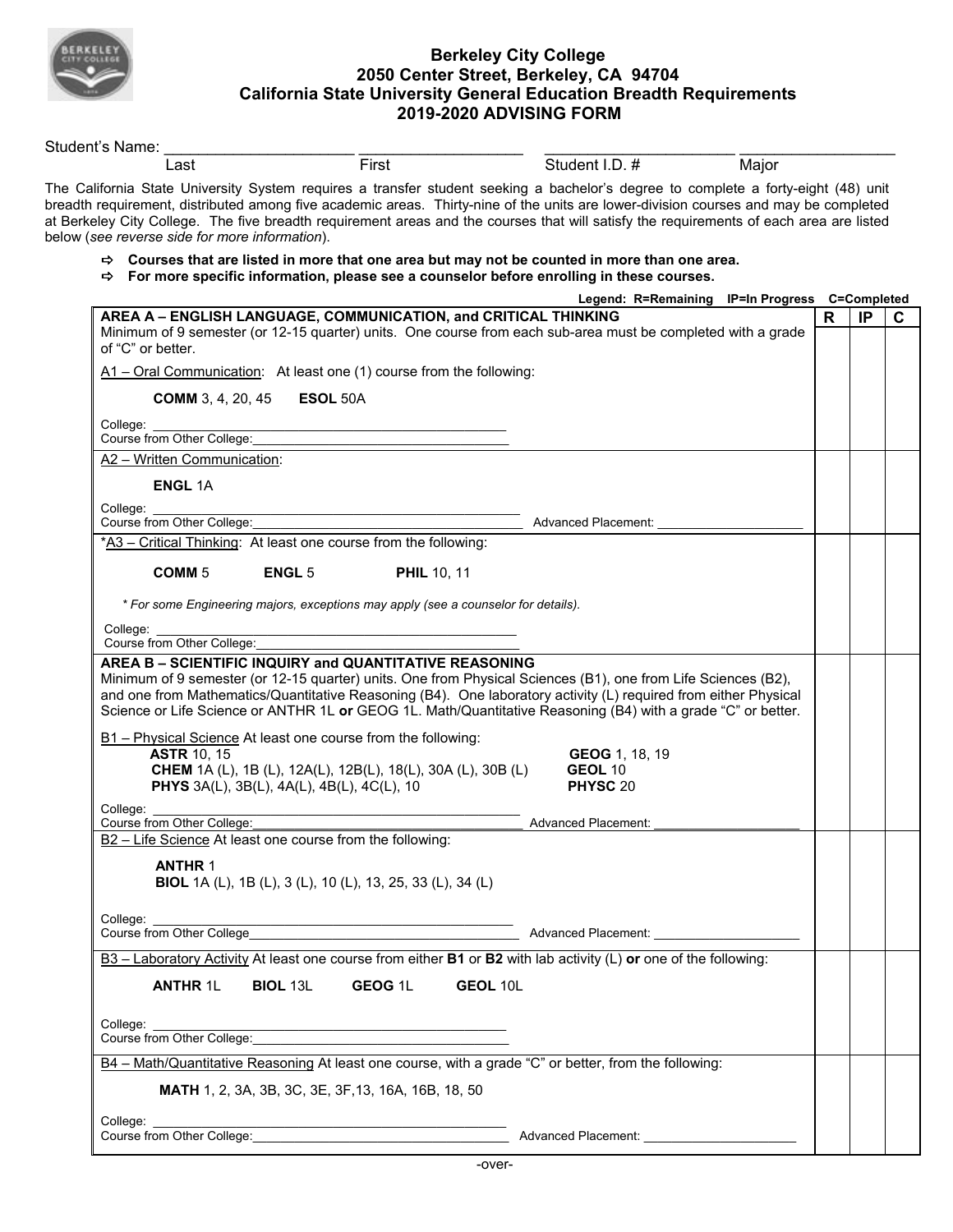# Berkeley City College
## 2050 Center Street, Berkeley, CA 94704
## California State University General Education Breadth Requirements
## 2019-2020 ADVISING FORM

Student's Name: ______________________ ____________________ ______________________ __________________

Last First Student I.D. # Major

The California State University System requires a transfer student seeking a bachelor's degree to complete a forty-eight (48) unit breadth requirement, distributed among five academic areas. Thirty-nine of the units are lower-division courses and may be completed at Berkeley City College. The five breadth requirement areas and the courses that will satisfy the requirements of each area are listed below (*see reverse side for more information*).

- ⇨ **Courses that are listed in more that one area but may not be counted in more than one area.**
- ⇨ **For more specific information, please see a counselor before enrolling in these courses.**

**Legend: R=Remaining IP=In Progress C=Completed**

| Requirement | R | IP | C |
|---|---|---|---|
| **AREA A – ENGLISH LANGUAGE, COMMUNICATION, and CRITICAL THINKING**<br>Minimum of 9 semester (or 12-15 quarter) units. One course from each sub-area must be completed with a grade of "C" or better.<br><br>A1 – Oral Communication: At least one (1) course from the following:<br><br>**COMM** 3, 4, 20, 45 **ESOL** 50A<br><br>College: ____________________<br>Course from Other College: ____________________ | | | |
| A2 – Written Communication:<br><br>**ENGL** 1A<br><br>College: ____________________<br>Course from Other College: ____________________ Advanced Placement: ____________________ | | | |
| *A3 – Critical Thinking: At least one course from the following:<br><br>**COMM** 5 **ENGL** 5 **PHIL** 10, 11<br><br>*\* For some Engineering majors, exceptions may apply (see a counselor for details).*<br><br>College: ____________________<br>Course from Other College: ____________________ | | | |
| **AREA B – SCIENTIFIC INQUIRY and QUANTITATIVE REASONING**<br>Minimum of 9 semester (or 12-15 quarter) units. One from Physical Sciences (B1), one from Life Sciences (B2), and one from Mathematics/Quantitative Reasoning (B4). One laboratory activity (L) required from either Physical Science or Life Science or ANTHR 1L **or** GEOG 1L. Math/Quantitative Reasoning (B4) with a grade "C" or better.<br><br>B1 – Physical Science At least one course from the following:<br>**ASTR** 10, 15<br>**CHEM** 1A (L), 1B (L), 12A(L), 12B(L), 18(L), 30A (L), 30B (L)<br>**PHYS** 3A(L), 3B(L), 4A(L), 4B(L), 4C(L), 10<br>**GEOG** 1, 18, 19<br>**GEOL** 10<br>**PHYSC** 20<br><br>College: ____________________<br>Course from Other College: ____________________ Advanced Placement: ____________________ | | | |
| B2 – Life Science At least one course from the following:<br><br>**ANTHR** 1<br>**BIOL** 1A (L), 1B (L), 3 (L), 10 (L), 13, 25, 33 (L), 34 (L)<br><br>College: ____________________<br>Course from Other College ____________________ Advanced Placement: ____________________ | | | |
| B3 – Laboratory Activity At least one course from either **B1** or **B2** with lab activity (L) **or** one of the following:<br><br>**ANTHR** 1L **BIOL** 13L **GEOG** 1L **GEOL** 10L<br><br>College: ____________________<br>Course from Other College: ____________________ | | | |
| B4 – Math/Quantitative Reasoning At least one course, with a grade "C" or better, from the following:<br><br>**MATH** 1, 2, 3A, 3B, 3C, 3E, 3F,13, 16A, 16B, 18, 50<br><br>College: ____________________<br>Course from Other College: ____________________ Advanced Placement: ____________________ | | | |

-over-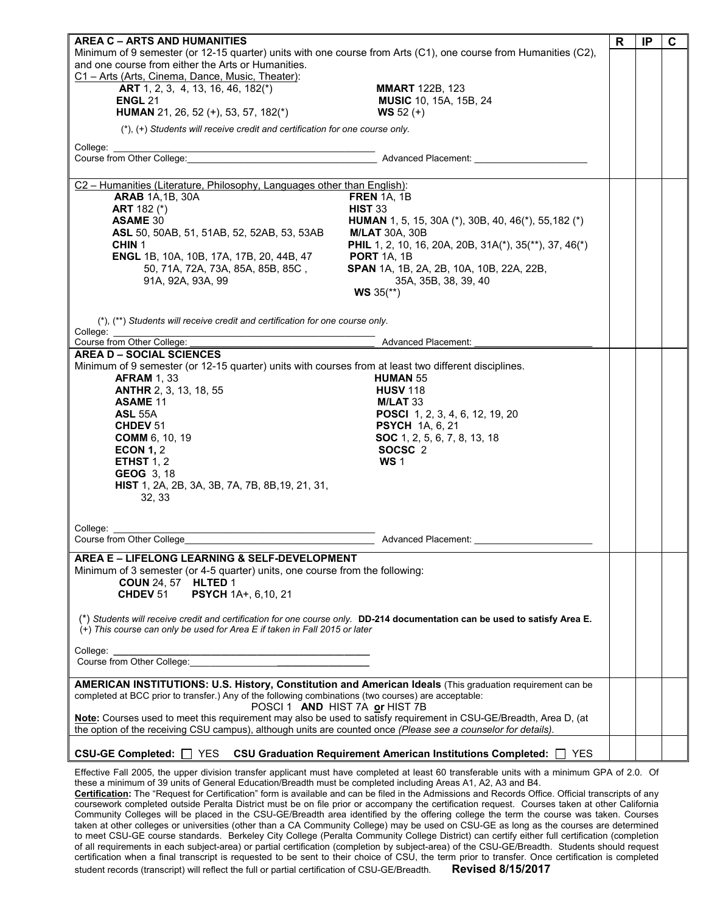| AREA C – ARTS AND HUMANITIES | R | IP | C |
|---|---|---|---|
| Minimum of 9 semester (or 12-15 quarter) units with one course from Arts (C1), one course from Humanities (C2), and one course from either the Arts or Humanities.<br>C1 – Arts (Arts, Cinema, Dance, Music, Theater):<br>**ART** 1, 2, 3, 4, 13, 16, 46, 182(*)<br>**ENGL** 21<br>**HUMAN** 21, 26, 52 (+), 53, 57, 182(*)<br>**MMART** 122B, 123<br>**MUSIC** 10, 15A, 15B, 24<br>**WS** 52 (+)<br>(*), (+) *Students will receive credit and certification for one course only.*<br>College: ____<br>Course from Other College: ____ Advanced Placement: ____ | | | |
| C2 – Humanities (Literature, Philosophy, Languages other than English):<br>**ARAB** 1A,1B, 30A<br>**ART** 182 (*)<br>**ASAME** 30<br>**ASL** 50, 50AB, 51, 51AB, 52, 52AB, 53, 53AB<br>**CHIN** 1<br>**ENGL** 1B, 10A, 10B, 17A, 17B, 20, 44B, 47 50, 71A, 72A, 73A, 85A, 85B, 85C, 91A, 92A, 93A, 99<br>**FREN** 1A, 1B<br>**HIST** 33<br>**HUMAN** 1, 5, 15, 30A (*), 30B, 40, 46(*), 55,182 (*)<br>**M/LAT** 30A, 30B<br>**PHIL** 1, 2, 10, 16, 20A, 20B, 31A(*), 35(**), 37, 46(*)<br>**PORT** 1A, 1B<br>**SPAN** 1A, 1B, 2A, 2B, 10A, 10B, 22A, 22B, 35A, 35B, 38, 39, 40<br>**WS** 35(**)<br>(*), (**) *Students will receive credit and certification for one course only.*<br>College: ____<br>Course from Other College: ____ Advanced Placement: ____ | | | |
| **AREA D – SOCIAL SCIENCES**<br>Minimum of 9 semester (or 12-15 quarter) units with courses from at least two different disciplines.<br>**AFRAM** 1, 33<br>**ANTHR** 2, 3, 13, 18, 55<br>**ASAME** 11<br>**ASL** 55A<br>**CHDEV** 51<br>**COMM** 6, 10, 19<br>**ECON 1,** 2<br>**ETHST** 1, 2<br>**GEOG** 3, 18<br>**HIST** 1, 2A, 2B, 3A, 3B, 7A, 7B, 8B,19, 21, 31, 32, 33<br>**HUMAN** 55<br>**HUSV** 118<br>**M/LAT** 33<br>**POSCI** 1, 2, 3, 4, 6, 12, 19, 20<br>**PSYCH** 1A, 6, 21<br>**SOC** 1, 2, 5, 6, 7, 8, 13, 18<br>**SOCSC** 2<br>**WS** 1<br>College: ____<br>Course from Other College ____ Advanced Placement: ____ | | | |
| **AREA E – LIFELONG LEARNING & SELF-DEVELOPMENT**<br>Minimum of 3 semester (or 4-5 quarter) units, one course from the following:<br>**COUN** 24, 57 **HLTED** 1<br>**CHDEV** 51 **PSYCH** 1A+, 6,10, 21<br>(*) *Students will receive credit and certification for one course only.* **DD-214 documentation can be used to satisfy Area E.**<br>(+) *This course can only be used for Area E if taken in Fall 2015 or later*<br>College: ____<br>Course from Other College: ____ | | | |
| **AMERICAN INSTITUTIONS: U.S. History, Constitution and American Ideals** (This graduation requirement can be completed at BCC prior to transfer.) Any of the following combinations (two courses) are acceptable:<br>POSCI 1 **AND** HIST 7A **or** HIST 7B<br>**Note:** Courses used to meet this requirement may also be used to satisfy requirement in CSU-GE/Breadth, Area D, (at the option of the receiving CSU campus), although units are counted once *(Please see a counselor for details).* | | | |
| **CSU-GE Completed:** ☐ YES **CSU Graduation Requirement American Institutions Completed:** ☐ YES | | | |

Effective Fall 2005, the upper division transfer applicant must have completed at least 60 transferable units with a minimum GPA of 2.0. Of these a minimum of 39 units of General Education/Breadth must be completed including Areas A1, A2, A3 and B4.

**Certification:** The "Request for Certification" form is available and can be filed in the Admissions and Records Office. Official transcripts of any coursework completed outside Peralta District must be on file prior or accompany the certification request. Courses taken at other California Community Colleges will be placed in the CSU-GE/Breadth area identified by the offering college the term the course was taken. Courses taken at other colleges or universities (other than a CA Community College) may be used on CSU-GE as long as the courses are determined to meet CSU-GE course standards. Berkeley City College (Peralta Community College District) can certify either full certification (completion of all requirements in each subject-area) or partial certification (completion by subject-area) of the CSU-GE/Breadth. Students should request certification when a final transcript is requested to be sent to their choice of CSU, the term prior to transfer. Once certification is completed student records (transcript) will reflect the full or partial certification of CSU-GE/Breadth. **Revised 8/15/2017**